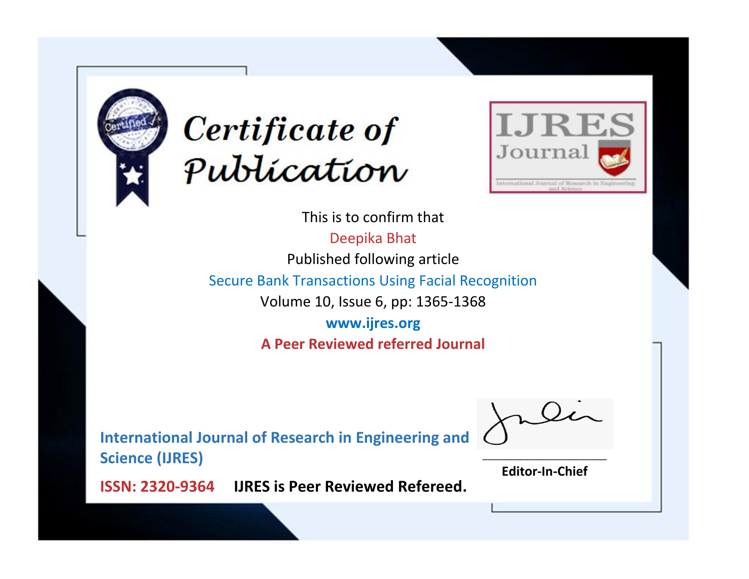# Certificate of Publication

**IJRES Journal**

International Journal of Research in Engineering and Science

This is to confirm that

Deepika Bhat

Published following article

Secure Bank Transactions Using Facial Recognition

Volume 10, Issue 6, pp: 1365-1368

**www.ijres.org**

**A Peer Reviewed referred Journal**

**International Journal of Research in Engineering and Science (IJRES)**

**ISSN: 2320-9364** **IJRES is Peer Reviewed Refereed.**

**Editor-In-Chief**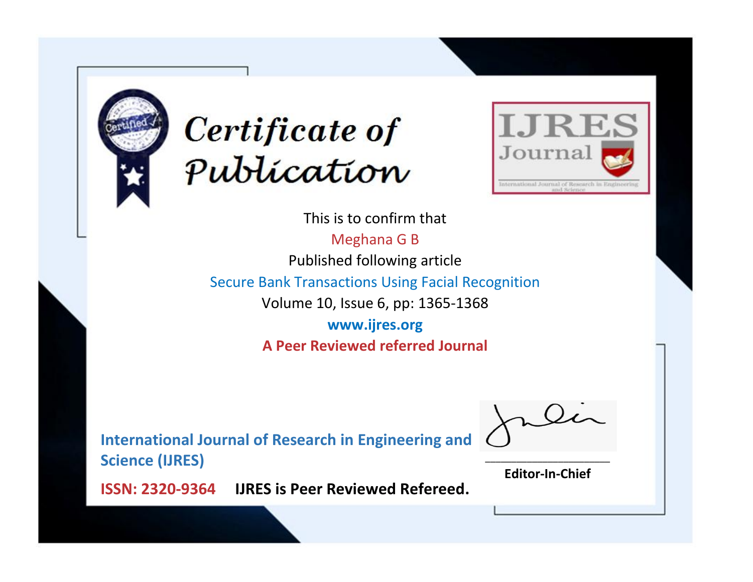# Certificate of Publication

IJRES Journal

International Journal of Research in Engineering and Science

This is to confirm that

Meghana G B

Published following article

Secure Bank Transactions Using Facial Recognition

Volume 10, Issue 6, pp: 1365-1368

www.ijres.org

**A Peer Reviewed referred Journal**

**International Journal of Research in Engineering and Science (IJRES)**

**ISSN: 2320-9364** **IJRES is Peer Reviewed Refereed.**

**Editor-In-Chief**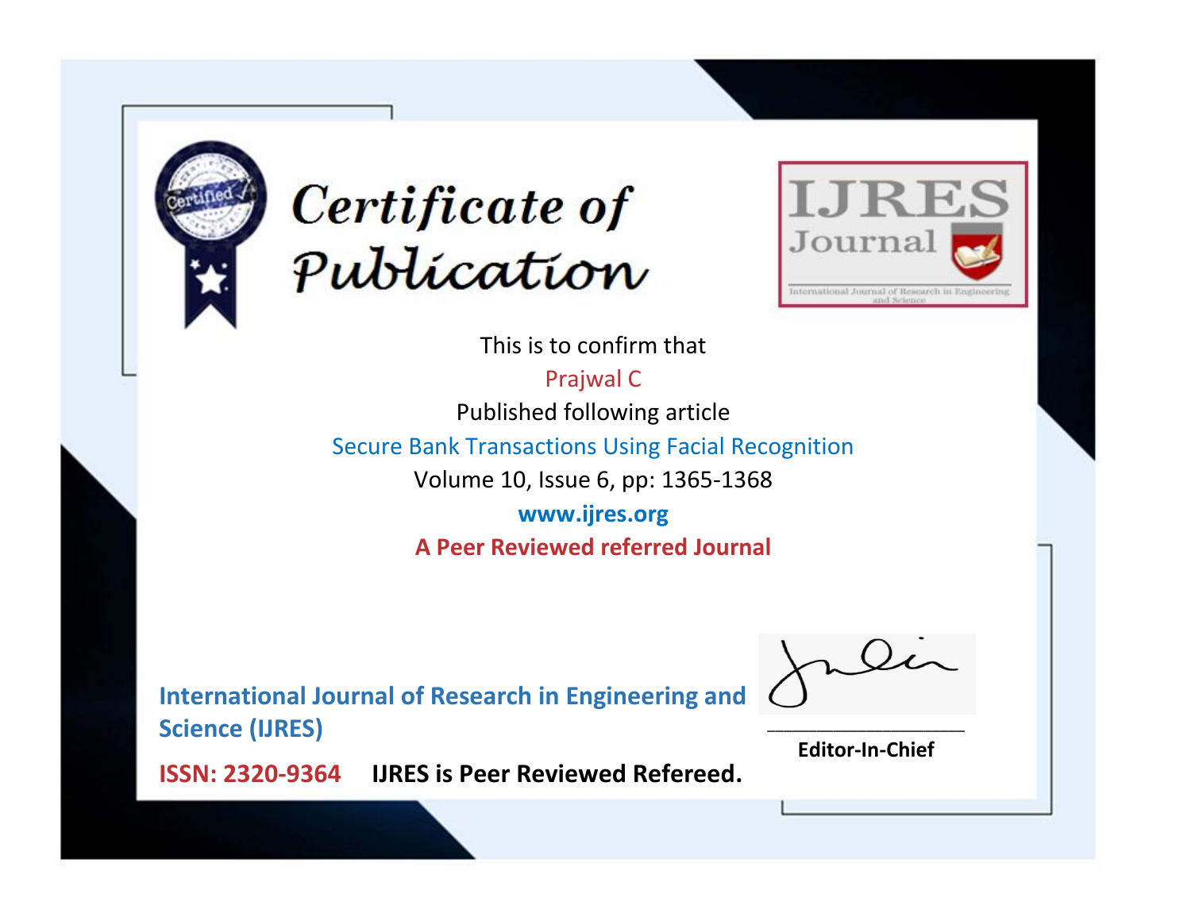# Certificate of Publication

IJRES Journal

International Journal of Research in Engineering and Science

This is to confirm that

Prajwal C

Published following article

Secure Bank Transactions Using Facial Recognition

Volume 10, Issue 6, pp: 1365-1368

**www.ijres.org**

**A Peer Reviewed referred Journal**

**International Journal of Research in Engineering and Science (IJRES)**

**ISSN: 2320-9364** **IJRES is Peer Reviewed Refereed.**

**Editor-In-Chief**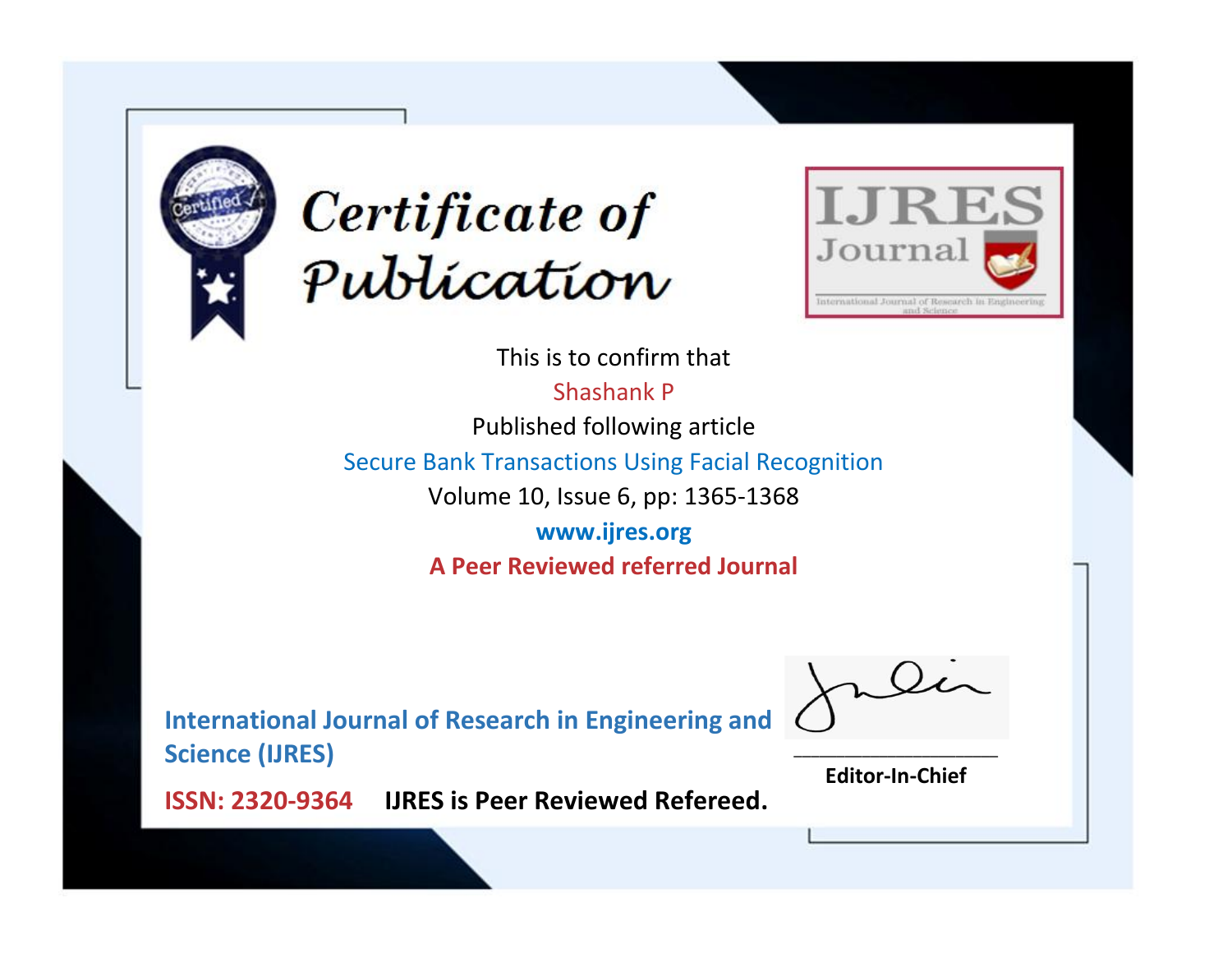# Certificate of Publication

IJRES Journal

International Journal of Research in Engineering and Science

This is to confirm that

Shashank P

Published following article

Secure Bank Transactions Using Facial Recognition

Volume 10, Issue 6, pp: 1365-1368

www.ijres.org

**A Peer Reviewed referred Journal**

**International Journal of Research in Engineering and Science (IJRES)**

**ISSN: 2320-9364** **IJRES is Peer Reviewed Refereed.**

**Editor-In-Chief**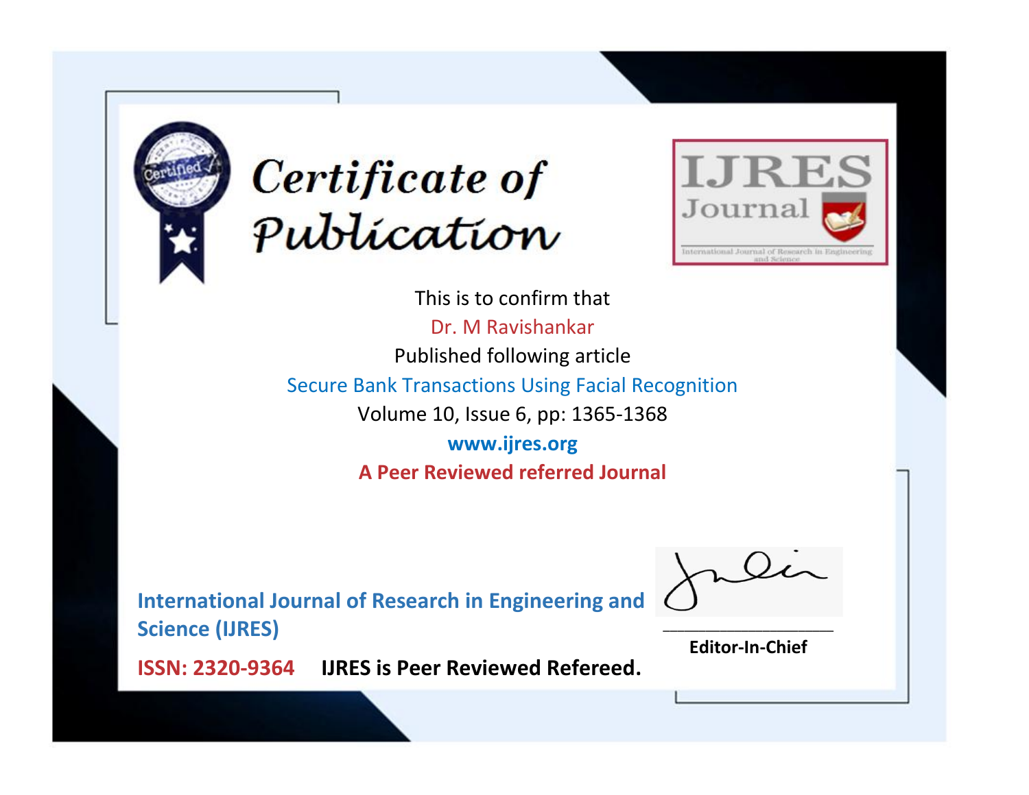# Certificate of Publication

IJRES Journal

International Journal of Research in Engineering and Science

This is to confirm that

Dr. M Ravishankar

Published following article

Secure Bank Transactions Using Facial Recognition

Volume 10, Issue 6, pp: 1365-1368

**www.ijres.org**

**A Peer Reviewed referred Journal**

**International Journal of Research in Engineering and Science (IJRES)**

**ISSN: 2320-9364** **IJRES is Peer Reviewed Refereed.**

**Editor-In-Chief**